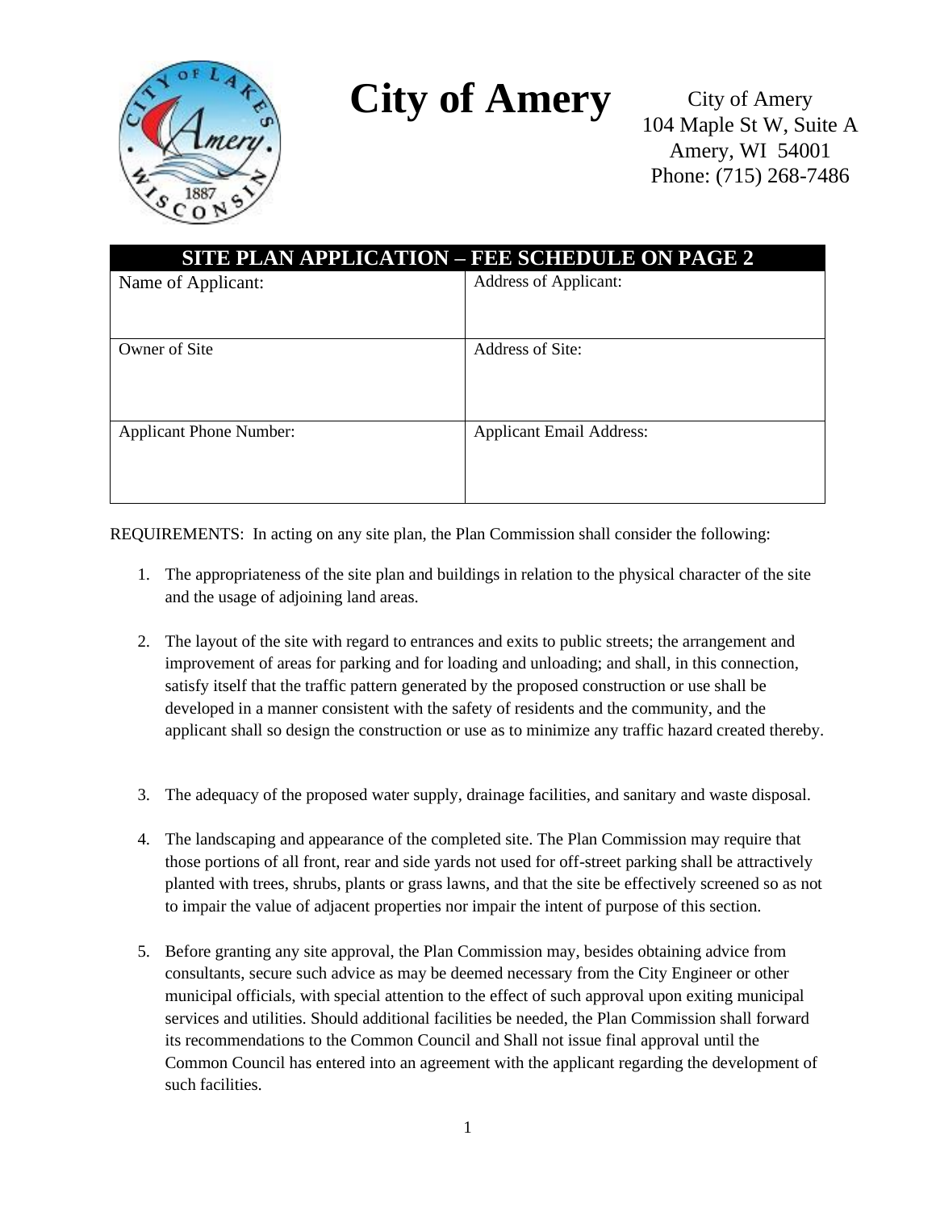# City of Amery

City of Amery
104 Maple St W, Suite A
Amery, WI 54001
Phone: (715) 268-7486

| SITE PLAN APPLICATION – FEE SCHEDULE ON PAGE 2 | |
|---|---|
| Name of Applicant: | Address of Applicant: |
| Owner of Site | Address of Site: |
| Applicant Phone Number: | Applicant Email Address: |

REQUIREMENTS: In acting on any site plan, the Plan Commission shall consider the following:

1. The appropriateness of the site plan and buildings in relation to the physical character of the site and the usage of adjoining land areas.

2. The layout of the site with regard to entrances and exits to public streets; the arrangement and improvement of areas for parking and for loading and unloading; and shall, in this connection, satisfy itself that the traffic pattern generated by the proposed construction or use shall be developed in a manner consistent with the safety of residents and the community, and the applicant shall so design the construction or use as to minimize any traffic hazard created thereby.

3. The adequacy of the proposed water supply, drainage facilities, and sanitary and waste disposal.

4. The landscaping and appearance of the completed site. The Plan Commission may require that those portions of all front, rear and side yards not used for off-street parking shall be attractively planted with trees, shrubs, plants or grass lawns, and that the site be effectively screened so as not to impair the value of adjacent properties nor impair the intent of purpose of this section.

5. Before granting any site approval, the Plan Commission may, besides obtaining advice from consultants, secure such advice as may be deemed necessary from the City Engineer or other municipal officials, with special attention to the effect of such approval upon exiting municipal services and utilities. Should additional facilities be needed, the Plan Commission shall forward its recommendations to the Common Council and Shall not issue final approval until the Common Council has entered into an agreement with the applicant regarding the development of such facilities.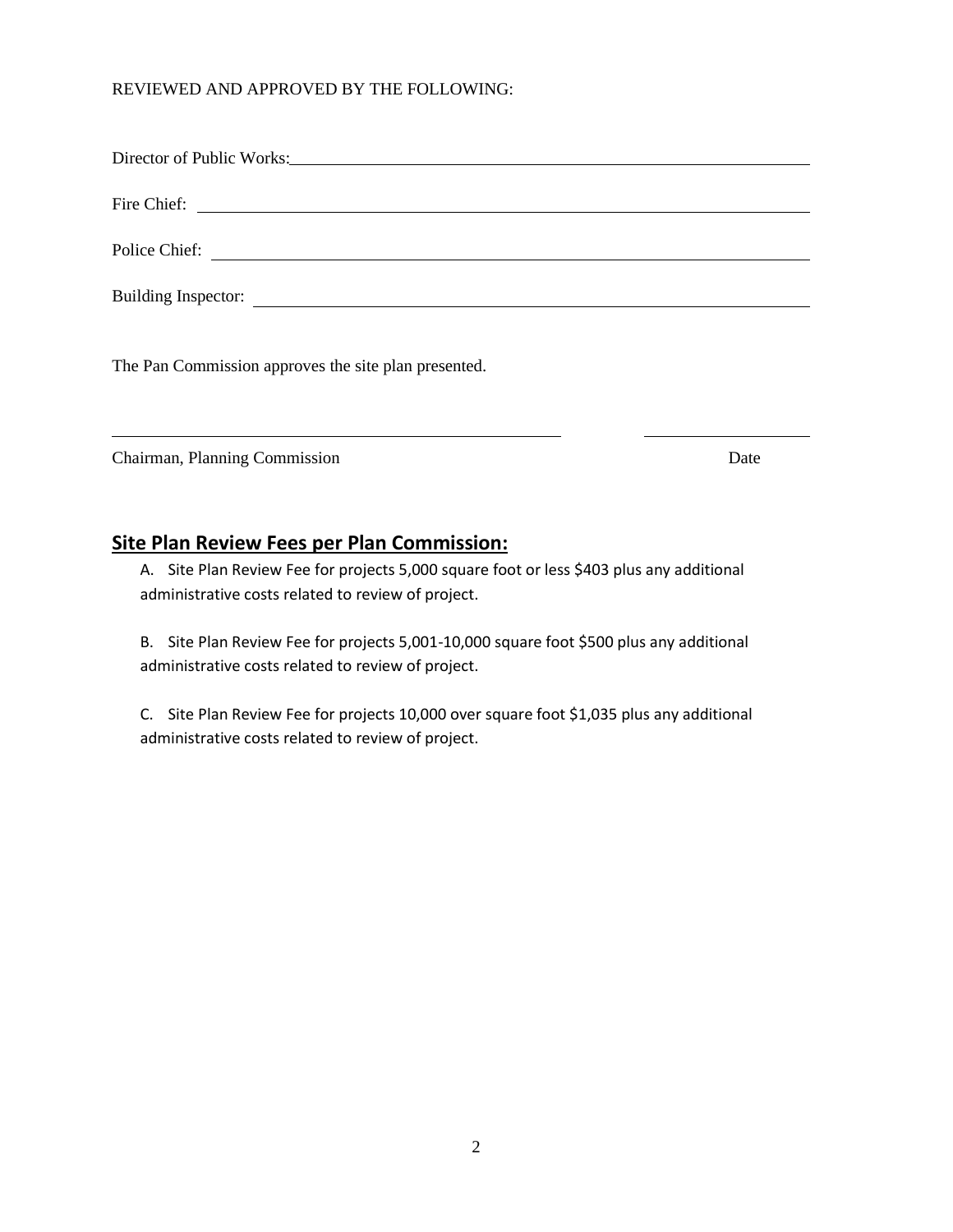REVIEWED AND APPROVED BY THE FOLLOWING:

Director of Public Works: ______________________________________________

Fire Chief: ______________________________________________

Police Chief: ______________________________________________

Building Inspector: ______________________________________________

The Pan Commission approves the site plan presented.

______________________________________________ ____________________

Chairman, Planning Commission Date

## Site Plan Review Fees per Plan Commission:

A. Site Plan Review Fee for projects 5,000 square foot or less $403 plus any additional administrative costs related to review of project.

B. Site Plan Review Fee for projects 5,001-10,000 square foot $500 plus any additional administrative costs related to review of project.

C. Site Plan Review Fee for projects 10,000 over square foot $1,035 plus any additional administrative costs related to review of project.